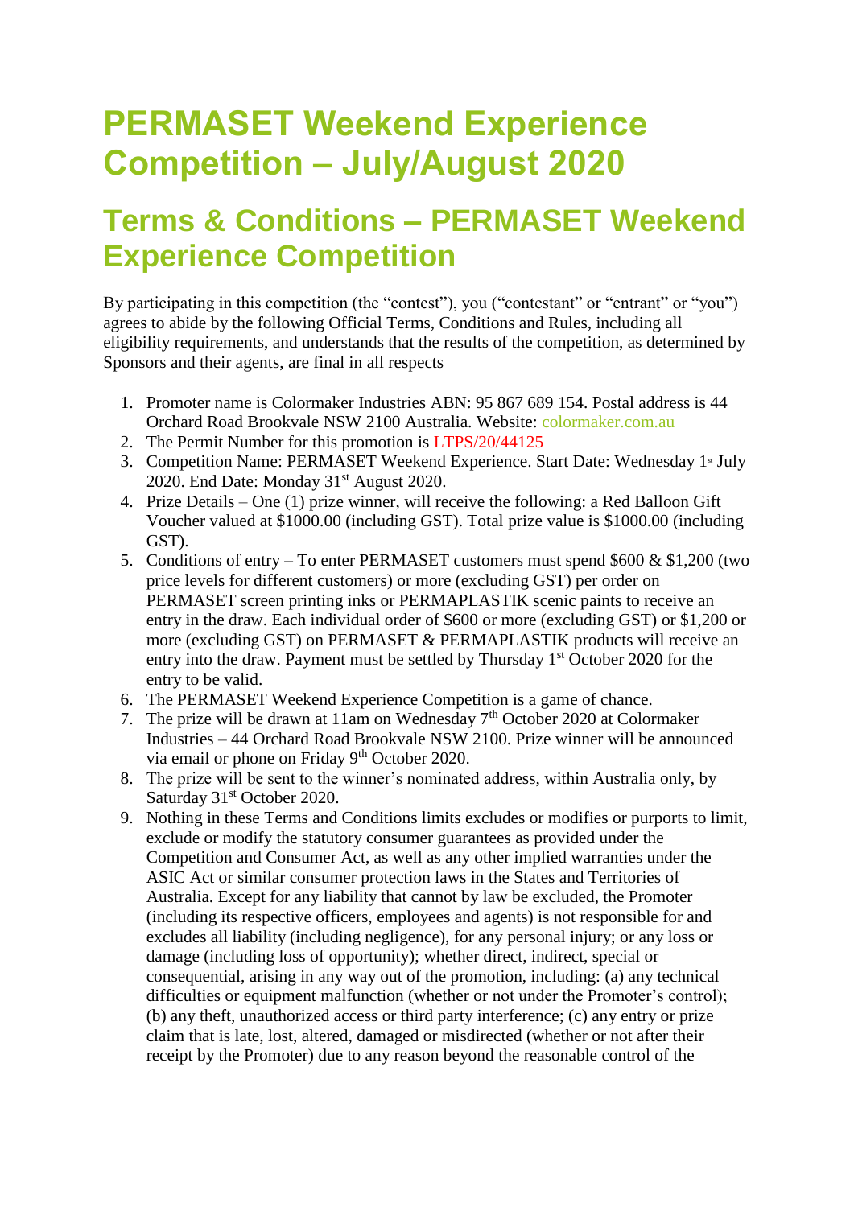# PERMASET Weekend Experience Competition – July/August 2020

## Terms & Conditions – PERMASET Weekend Experience Competition

By participating in this competition (the "contest"), you ("contestant" or "entrant" or "you") agrees to abide by the following Official Terms, Conditions and Rules, including all eligibility requirements, and understands that the results of the competition, as determined by Sponsors and their agents, are final in all respects

1. Promoter name is Colormaker Industries ABN: 95 867 689 154. Postal address is 44 Orchard Road Brookvale NSW 2100 Australia. Website: colormaker.com.au
2. The Permit Number for this promotion is LTPS/20/44125
3. Competition Name: PERMASET Weekend Experience. Start Date: Wednesday 1st July 2020. End Date: Monday 31st August 2020.
4. Prize Details – One (1) prize winner, will receive the following: a Red Balloon Gift Voucher valued at $1000.00 (including GST). Total prize value is $1000.00 (including GST).
5. Conditions of entry – To enter PERMASET customers must spend $600 & $1,200 (two price levels for different customers) or more (excluding GST) per order on PERMASET screen printing inks or PERMAPLASTIK scenic paints to receive an entry in the draw. Each individual order of $600 or more (excluding GST) or $1,200 or more (excluding GST) on PERMASET & PERMAPLASTIK products will receive an entry into the draw. Payment must be settled by Thursday 1st October 2020 for the entry to be valid.
6. The PERMASET Weekend Experience Competition is a game of chance.
7. The prize will be drawn at 11am on Wednesday 7th October 2020 at Colormaker Industries – 44 Orchard Road Brookvale NSW 2100. Prize winner will be announced via email or phone on Friday 9th October 2020.
8. The prize will be sent to the winner's nominated address, within Australia only, by Saturday 31st October 2020.
9. Nothing in these Terms and Conditions limits excludes or modifies or purports to limit, exclude or modify the statutory consumer guarantees as provided under the Competition and Consumer Act, as well as any other implied warranties under the ASIC Act or similar consumer protection laws in the States and Territories of Australia. Except for any liability that cannot by law be excluded, the Promoter (including its respective officers, employees and agents) is not responsible for and excludes all liability (including negligence), for any personal injury; or any loss or damage (including loss of opportunity); whether direct, indirect, special or consequential, arising in any way out of the promotion, including: (a) any technical difficulties or equipment malfunction (whether or not under the Promoter's control); (b) any theft, unauthorized access or third party interference; (c) any entry or prize claim that is late, lost, altered, damaged or misdirected (whether or not after their receipt by the Promoter) due to any reason beyond the reasonable control of the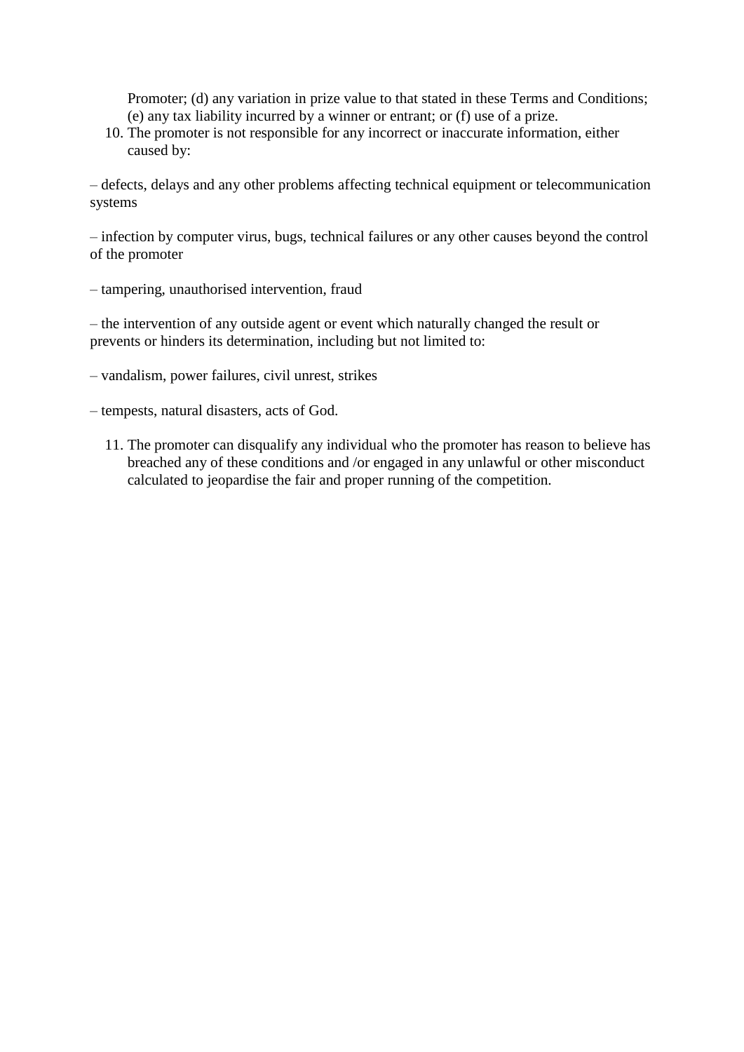Promoter; (d) any variation in prize value to that stated in these Terms and Conditions; (e) any tax liability incurred by a winner or entrant; or (f) use of a prize.

10. The promoter is not responsible for any incorrect or inaccurate information, either caused by:

– defects, delays and any other problems affecting technical equipment or telecommunication systems

– infection by computer virus, bugs, technical failures or any other causes beyond the control of the promoter

– tampering, unauthorised intervention, fraud

– the intervention of any outside agent or event which naturally changed the result or prevents or hinders its determination, including but not limited to:

– vandalism, power failures, civil unrest, strikes

– tempests, natural disasters, acts of God.

11. The promoter can disqualify any individual who the promoter has reason to believe has breached any of these conditions and /or engaged in any unlawful or other misconduct calculated to jeopardise the fair and proper running of the competition.